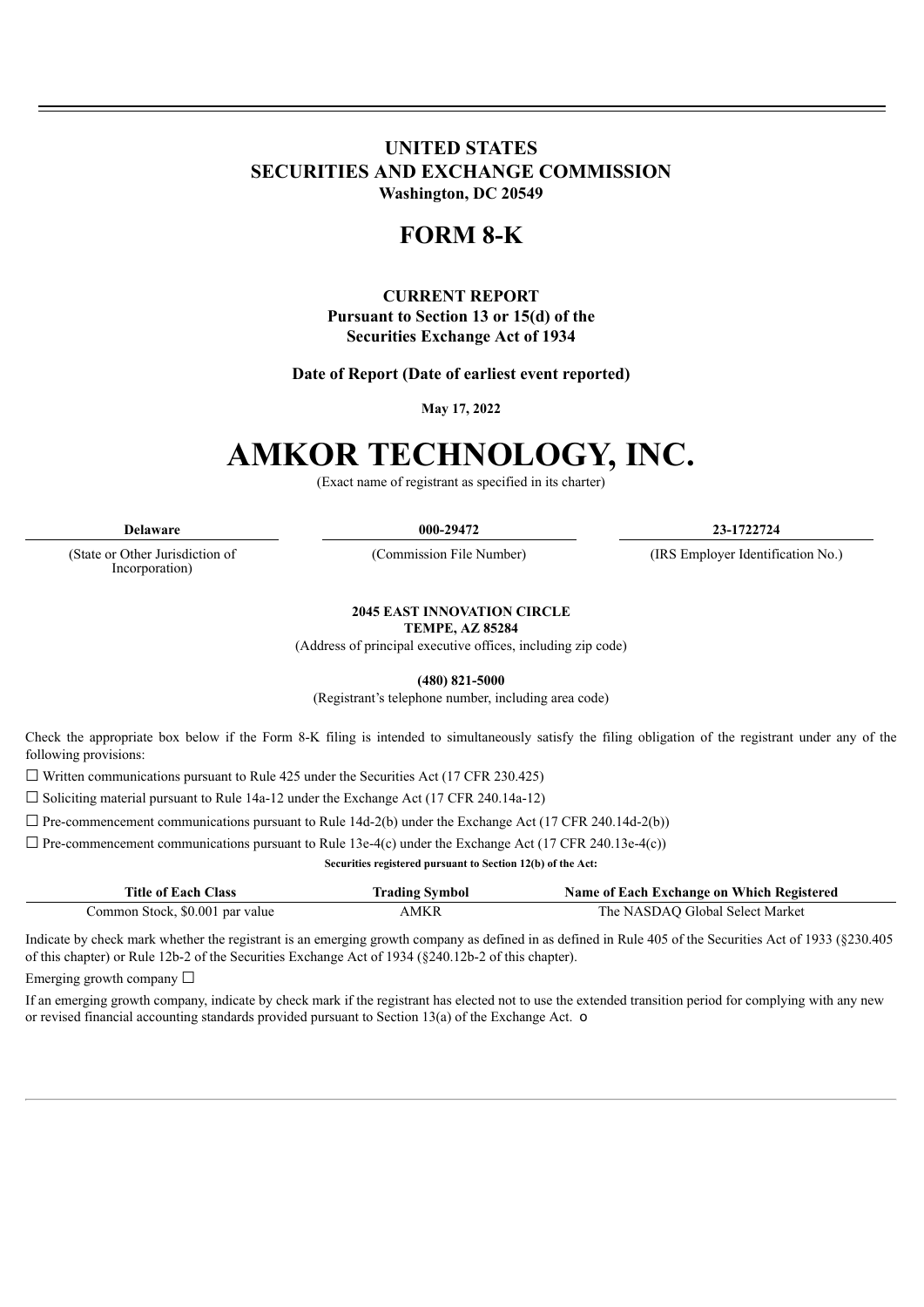# UNITED STATES
# SECURITIES AND EXCHANGE COMMISSION
**Washington, DC 20549**

# FORM 8-K

**CURRENT REPORT**
**Pursuant to Section 13 or 15(d) of the**
**Securities Exchange Act of 1934**

**Date of Report (Date of earliest event reported)**

**May 17, 2022**

# AMKOR TECHNOLOGY, INC.

(Exact name of registrant as specified in its charter)

| Delaware | 000-29472 | 23-1722724 |
|---|---|---|
| (State or Other Jurisdiction of Incorporation) | (Commission File Number) | (IRS Employer Identification No.) |

**2045 EAST INNOVATION CIRCLE**
**TEMPE, AZ 85284**
(Address of principal executive offices, including zip code)

**(480) 821-5000**
(Registrant's telephone number, including area code)

Check the appropriate box below if the Form 8-K filing is intended to simultaneously satisfy the filing obligation of the registrant under any of the following provisions:

☐ Written communications pursuant to Rule 425 under the Securities Act (17 CFR 230.425)

☐ Soliciting material pursuant to Rule 14a-12 under the Exchange Act (17 CFR 240.14a-12)

☐ Pre-commencement communications pursuant to Rule 14d-2(b) under the Exchange Act (17 CFR 240.14d-2(b))

☐ Pre-commencement communications pursuant to Rule 13e-4(c) under the Exchange Act (17 CFR 240.13e-4(c))

**Securities registered pursuant to Section 12(b) of the Act:**

| Title of Each Class | Trading Symbol | Name of Each Exchange on Which Registered |
|---|---|---|
| Common Stock, $0.001 par value | AMKR | The NASDAQ Global Select Market |

Indicate by check mark whether the registrant is an emerging growth company as defined in as defined in Rule 405 of the Securities Act of 1933 (§230.405 of this chapter) or Rule 12b-2 of the Securities Exchange Act of 1934 (§240.12b-2 of this chapter).

Emerging growth company ☐

If an emerging growth company, indicate by check mark if the registrant has elected not to use the extended transition period for complying with any new or revised financial accounting standards provided pursuant to Section 13(a) of the Exchange Act. o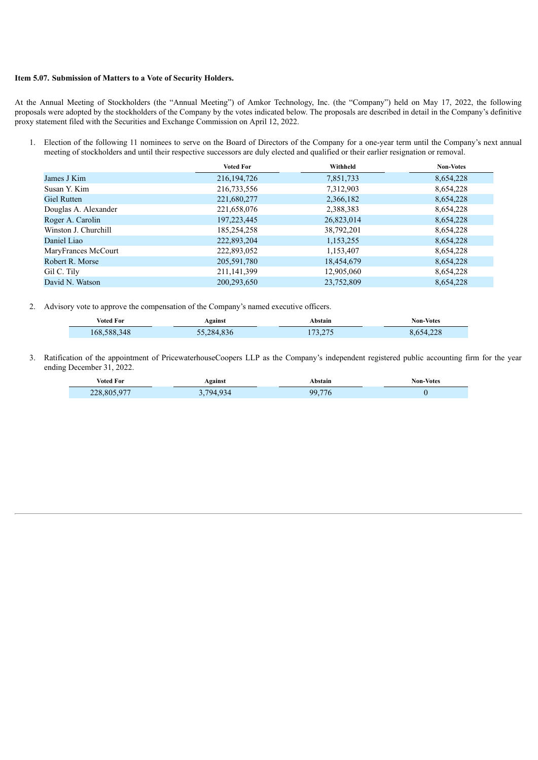**Item 5.07. Submission of Matters to a Vote of Security Holders.**

At the Annual Meeting of Stockholders (the "Annual Meeting") of Amkor Technology, Inc. (the "Company") held on May 17, 2022, the following proposals were adopted by the stockholders of the Company by the votes indicated below. The proposals are described in detail in the Company's definitive proxy statement filed with the Securities and Exchange Commission on April 12, 2022.

1. Election of the following 11 nominees to serve on the Board of Directors of the Company for a one-year term until the Company's next annual meeting of stockholders and until their respective successors are duly elected and qualified or their earlier resignation or removal.

| | Voted For | Withheld | Non-Votes |
|---|---|---|---|
| James J Kim | 216,194,726 | 7,851,733 | 8,654,228 |
| Susan Y. Kim | 216,733,556 | 7,312,903 | 8,654,228 |
| Giel Rutten | 221,680,277 | 2,366,182 | 8,654,228 |
| Douglas A. Alexander | 221,658,076 | 2,388,383 | 8,654,228 |
| Roger A. Carolin | 197,223,445 | 26,823,014 | 8,654,228 |
| Winston J. Churchill | 185,254,258 | 38,792,201 | 8,654,228 |
| Daniel Liao | 222,893,204 | 1,153,255 | 8,654,228 |
| MaryFrances McCourt | 222,893,052 | 1,153,407 | 8,654,228 |
| Robert R. Morse | 205,591,780 | 18,454,679 | 8,654,228 |
| Gil C. Tily | 211,141,399 | 12,905,060 | 8,654,228 |
| David N. Watson | 200,293,650 | 23,752,809 | 8,654,228 |

2. Advisory vote to approve the compensation of the Company's named executive officers.

| Voted For | Against | Abstain | Non-Votes |
|---|---|---|---|
| 168,588,348 | 55,284,836 | 173,275 | 8,654,228 |

3. Ratification of the appointment of PricewaterhouseCoopers LLP as the Company's independent registered public accounting firm for the year ending December 31, 2022.

| Voted For | Against | Abstain | Non-Votes |
|---|---|---|---|
| 228,805,977 | 3,794,934 | 99,776 | 0 |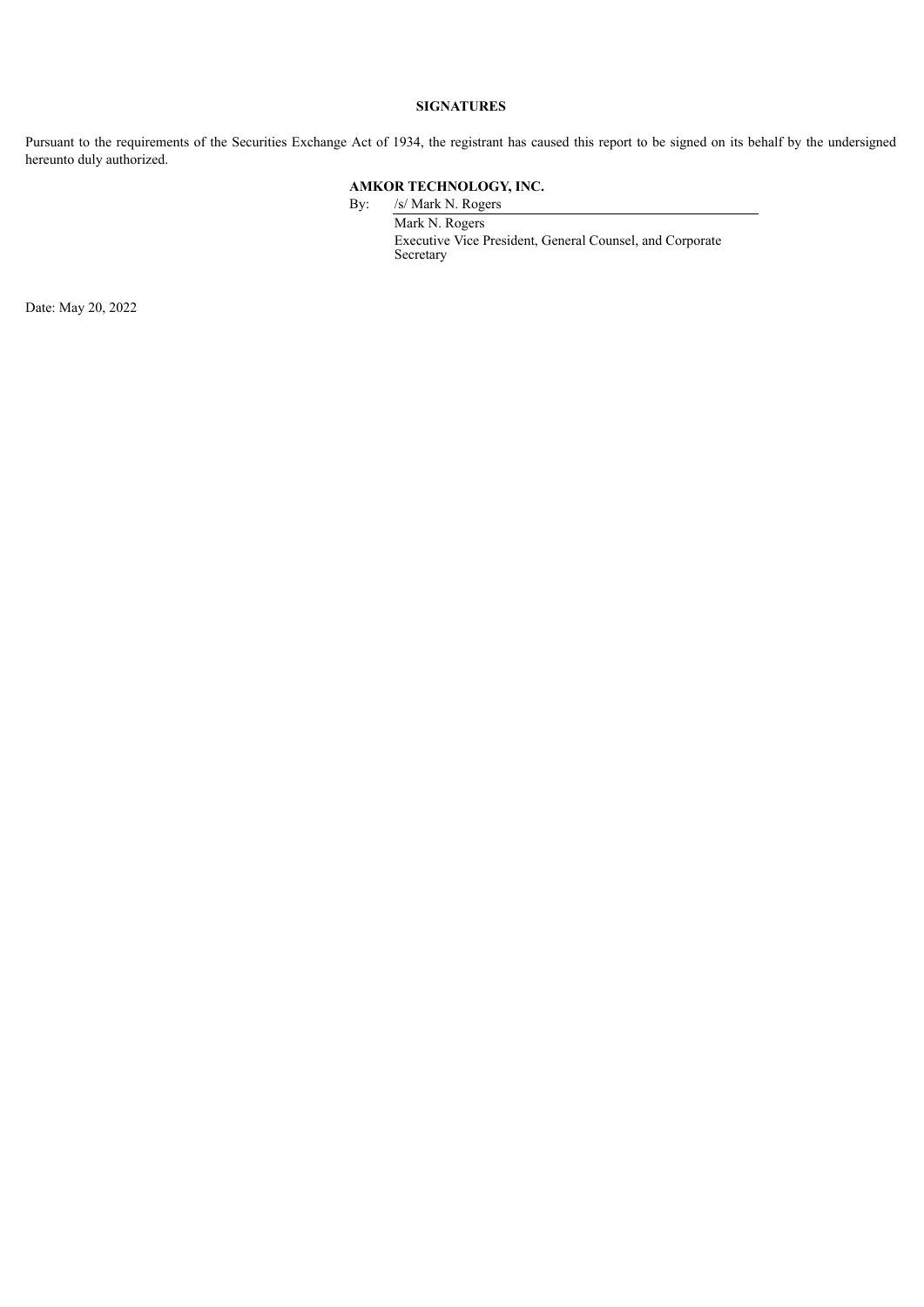## SIGNATURES

Pursuant to the requirements of the Securities Exchange Act of 1934, the registrant has caused this report to be signed on its behalf by the undersigned hereunto duly authorized.

**AMKOR TECHNOLOGY, INC.**

By: /s/ Mark N. Rogers

Mark N. Rogers
Executive Vice President, General Counsel, and Corporate Secretary

Date: May 20, 2022